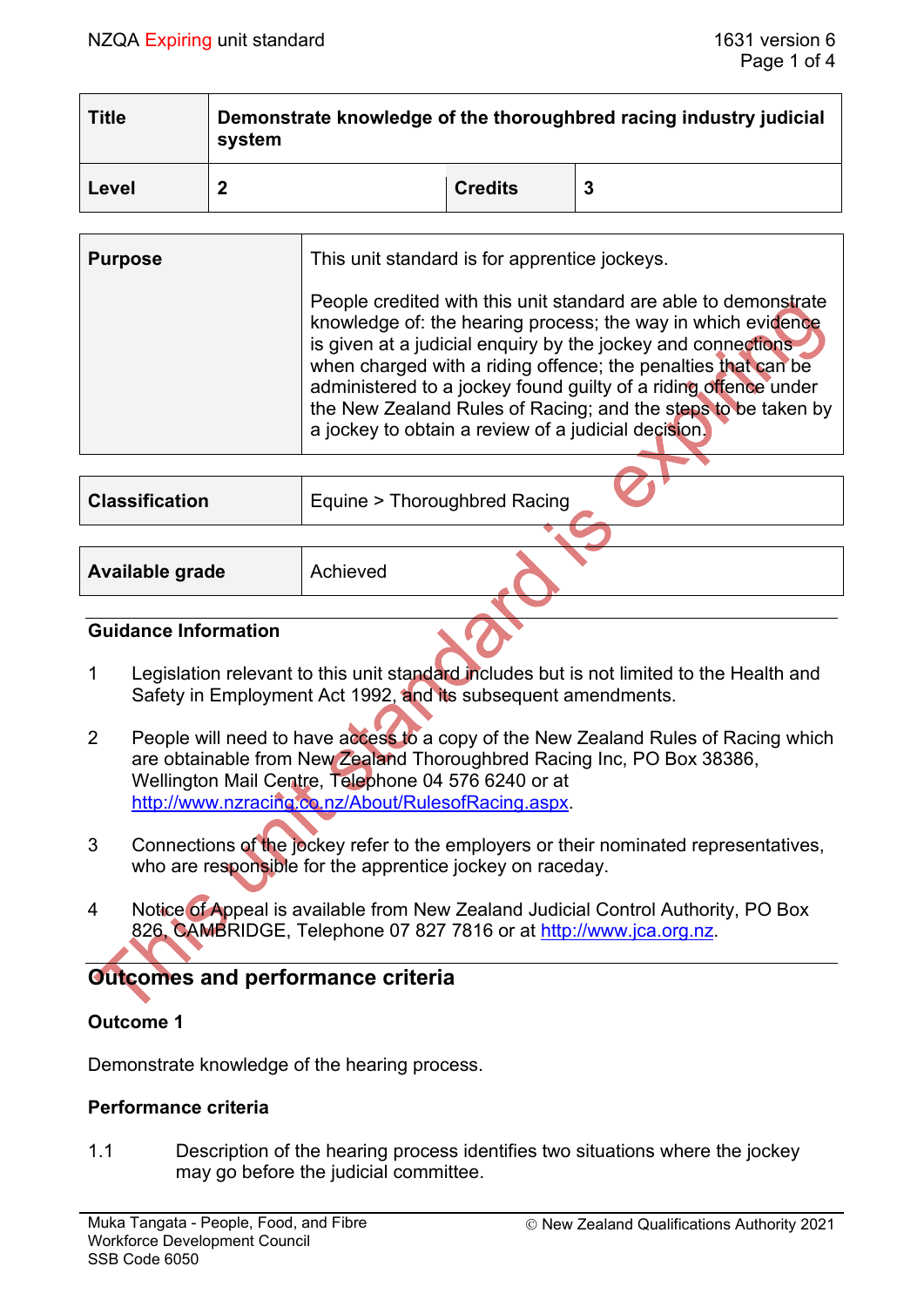NZQA Expiring unit standard

| Title | Demonstrate knowledge of the thoroughbred racing industry judicial system | | |
|---|---|---|---|
| Level | 2 | Credits | 3 |

| Purpose | This unit standard is for apprentice jockeys.<br><br>People credited with this unit standard are able to demonstrate knowledge of: the hearing process; the way in which evidence is given at a judicial enquiry by the jockey and connections when charged with a riding offence; the penalties that can be administered to a jockey found guilty of a riding offence under the New Zealand Rules of Racing; and the steps to be taken by a jockey to obtain a review of a judicial decision. |
|---|---|

| Classification | Equine > Thoroughbred Racing |
|---|---|

| Available grade | Achieved |
|---|---|

### Guidance Information

1. Legislation relevant to this unit standard includes but is not limited to the Health and Safety in Employment Act 1992, and its subsequent amendments.

2. People will need to have access to a copy of the New Zealand Rules of Racing which are obtainable from New Zealand Thoroughbred Racing Inc, PO Box 38386, Wellington Mail Centre, Telephone 04 576 6240 or at http://www.nzracing.co.nz/About/RulesofRacing.aspx.

3. Connections of the jockey refer to the employers or their nominated representatives, who are responsible for the apprentice jockey on raceday.

4. Notice of Appeal is available from New Zealand Judicial Control Authority, PO Box 826, CAMBRIDGE, Telephone 07 827 7816 or at http://www.jca.org.nz.

## Outcomes and performance criteria

### Outcome 1

Demonstrate knowledge of the hearing process.

### Performance criteria

1.1 Description of the hearing process identifies two situations where the jockey may go before the judicial committee.

Muka Tangata - People, Food, and Fibre Workforce Development Council
SSB Code 6050

© New Zealand Qualifications Authority 2021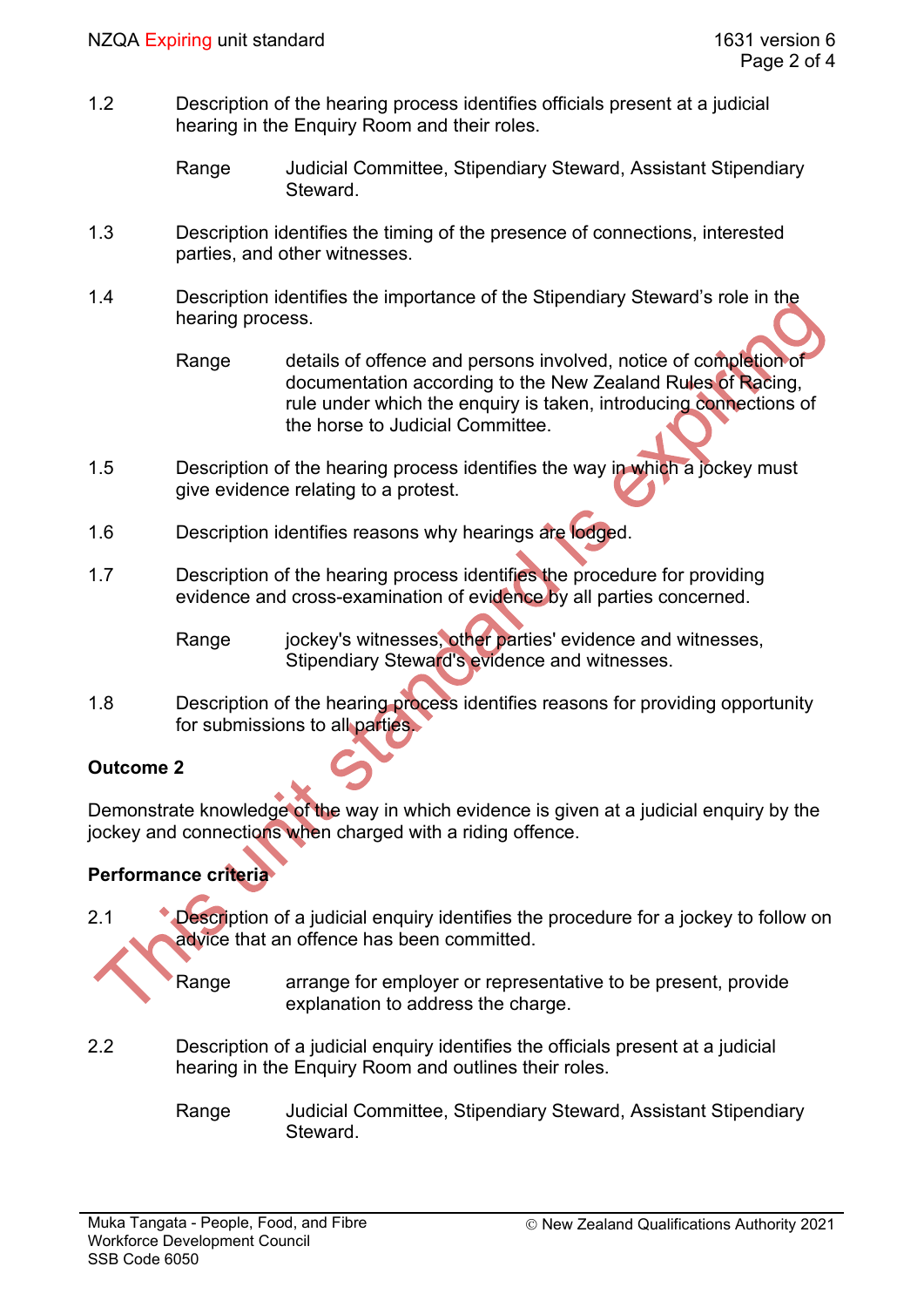1.2 Description of the hearing process identifies officials present at a judicial hearing in the Enquiry Room and their roles.

Range Judicial Committee, Stipendiary Steward, Assistant Stipendiary Steward.

1.3 Description identifies the timing of the presence of connections, interested parties, and other witnesses.

1.4 Description identifies the importance of the Stipendiary Steward's role in the hearing process.

Range details of offence and persons involved, notice of completion of documentation according to the New Zealand Rules of Racing, rule under which the enquiry is taken, introducing connections of the horse to Judicial Committee.

1.5 Description of the hearing process identifies the way in which a jockey must give evidence relating to a protest.

1.6 Description identifies reasons why hearings are lodged.

1.7 Description of the hearing process identifies the procedure for providing evidence and cross-examination of evidence by all parties concerned.

Range jockey's witnesses, other parties' evidence and witnesses, Stipendiary Steward's evidence and witnesses.

1.8 Description of the hearing process identifies reasons for providing opportunity for submissions to all parties.

## Outcome 2

Demonstrate knowledge of the way in which evidence is given at a judicial enquiry by the jockey and connections when charged with a riding offence.

### Performance criteria

2.1 Description of a judicial enquiry identifies the procedure for a jockey to follow on advice that an offence has been committed.

Range arrange for employer or representative to be present, provide explanation to address the charge.

2.2 Description of a judicial enquiry identifies the officials present at a judicial hearing in the Enquiry Room and outlines their roles.

Range Judicial Committee, Stipendiary Steward, Assistant Stipendiary Steward.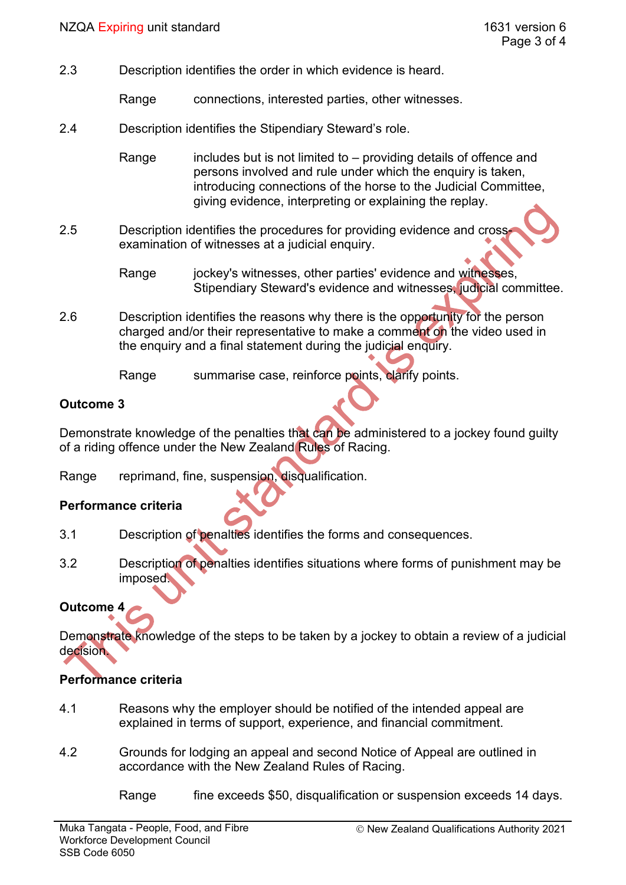2.3 Description identifies the order in which evidence is heard.

Range connections, interested parties, other witnesses.

2.4 Description identifies the Stipendiary Steward's role.

Range includes but is not limited to – providing details of offence and persons involved and rule under which the enquiry is taken, introducing connections of the horse to the Judicial Committee, giving evidence, interpreting or explaining the replay.

2.5 Description identifies the procedures for providing evidence and cross-examination of witnesses at a judicial enquiry.

Range jockey's witnesses, other parties' evidence and witnesses, Stipendiary Steward's evidence and witnesses, judicial committee.

2.6 Description identifies the reasons why there is the opportunity for the person charged and/or their representative to make a comment on the video used in the enquiry and a final statement during the judicial enquiry.

Range summarise case, reinforce points, clarify points.

**Outcome 3**

Demonstrate knowledge of the penalties that can be administered to a jockey found guilty of a riding offence under the New Zealand Rules of Racing.

Range reprimand, fine, suspension, disqualification.

**Performance criteria**

3.1 Description of penalties identifies the forms and consequences.

3.2 Description of penalties identifies situations where forms of punishment may be imposed.

**Outcome 4**

Demonstrate knowledge of the steps to be taken by a jockey to obtain a review of a judicial decision.

**Performance criteria**

4.1 Reasons why the employer should be notified of the intended appeal are explained in terms of support, experience, and financial commitment.

4.2 Grounds for lodging an appeal and second Notice of Appeal are outlined in accordance with the New Zealand Rules of Racing.

Range fine exceeds $50, disqualification or suspension exceeds 14 days.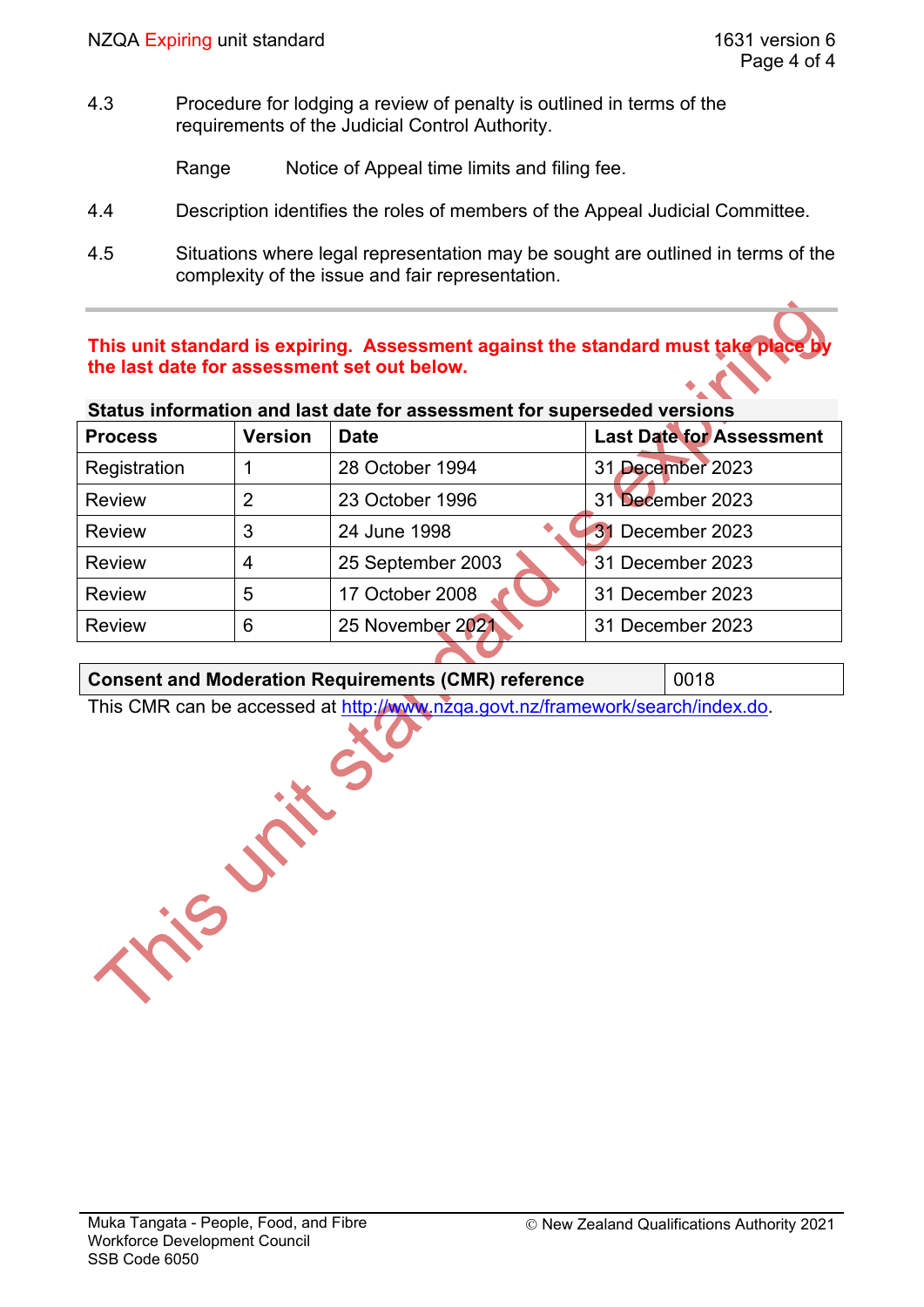4.3 Procedure for lodging a review of penalty is outlined in terms of the requirements of the Judicial Control Authority.

Range Notice of Appeal time limits and filing fee.

4.4 Description identifies the roles of members of the Appeal Judicial Committee.

4.5 Situations where legal representation may be sought are outlined in terms of the complexity of the issue and fair representation.

---

**This unit standard is expiring. Assessment against the standard must take place by the last date for assessment set out below.**

**Status information and last date for assessment for superseded versions**

| Process | Version | Date | Last Date for Assessment |
|---|---|---|---|
| Registration | 1 | 28 October 1994 | 31 December 2023 |
| Review | 2 | 23 October 1996 | 31 December 2023 |
| Review | 3 | 24 June 1998 | 31 December 2023 |
| Review | 4 | 25 September 2003 | 31 December 2023 |
| Review | 5 | 17 October 2008 | 31 December 2023 |
| Review | 6 | 25 November 2021 | 31 December 2023 |

| Consent and Moderation Requirements (CMR) reference | 0018 |
|---|---|

This CMR can be accessed at http://www.nzqa.govt.nz/framework/search/index.do.

This unit standard is expiring